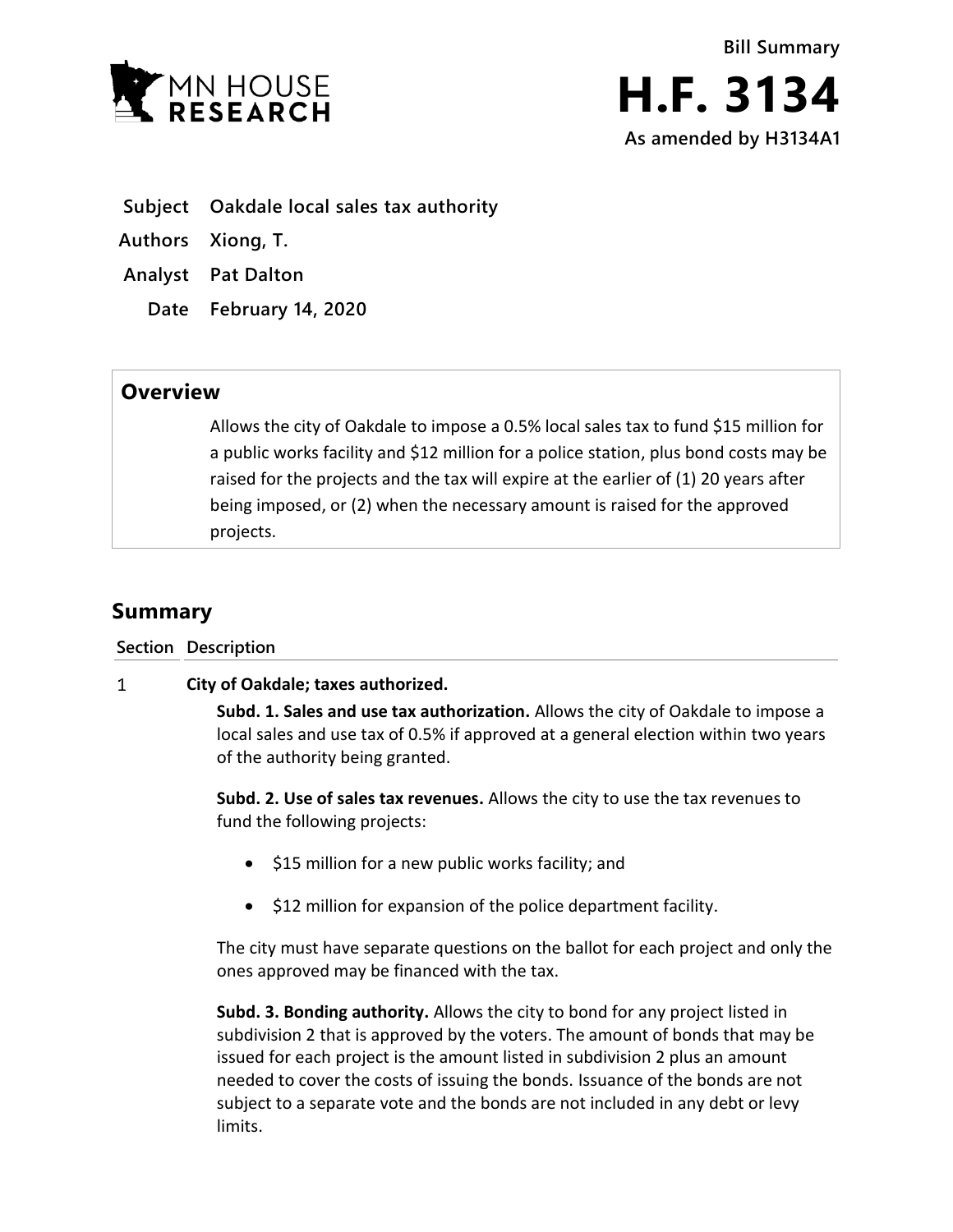MN HOUSE RESEARCH

Bill Summary

# H.F. 3134

**As amended by H3134A1**

**Subject** Oakdale local sales tax authority

**Authors** Xiong, T.

**Analyst** Pat Dalton

**Date** February 14, 2020

## Overview

Allows the city of Oakdale to impose a 0.5% local sales tax to fund $15 million for a public works facility and $12 million for a police station, plus bond costs may be raised for the projects and the tax will expire at the earlier of (1) 20 years after being imposed, or (2) when the necessary amount is raised for the approved projects.

## Summary

**Section Description**

1 **City of Oakdale; taxes authorized.**

**Subd. 1. Sales and use tax authorization.** Allows the city of Oakdale to impose a local sales and use tax of 0.5% if approved at a general election within two years of the authority being granted.

**Subd. 2. Use of sales tax revenues.** Allows the city to use the tax revenues to fund the following projects:

- $15 million for a new public works facility; and
- $12 million for expansion of the police department facility.

The city must have separate questions on the ballot for each project and only the ones approved may be financed with the tax.

**Subd. 3. Bonding authority.** Allows the city to bond for any project listed in subdivision 2 that is approved by the voters. The amount of bonds that may be issued for each project is the amount listed in subdivision 2 plus an amount needed to cover the costs of issuing the bonds. Issuance of the bonds are not subject to a separate vote and the bonds are not included in any debt or levy limits.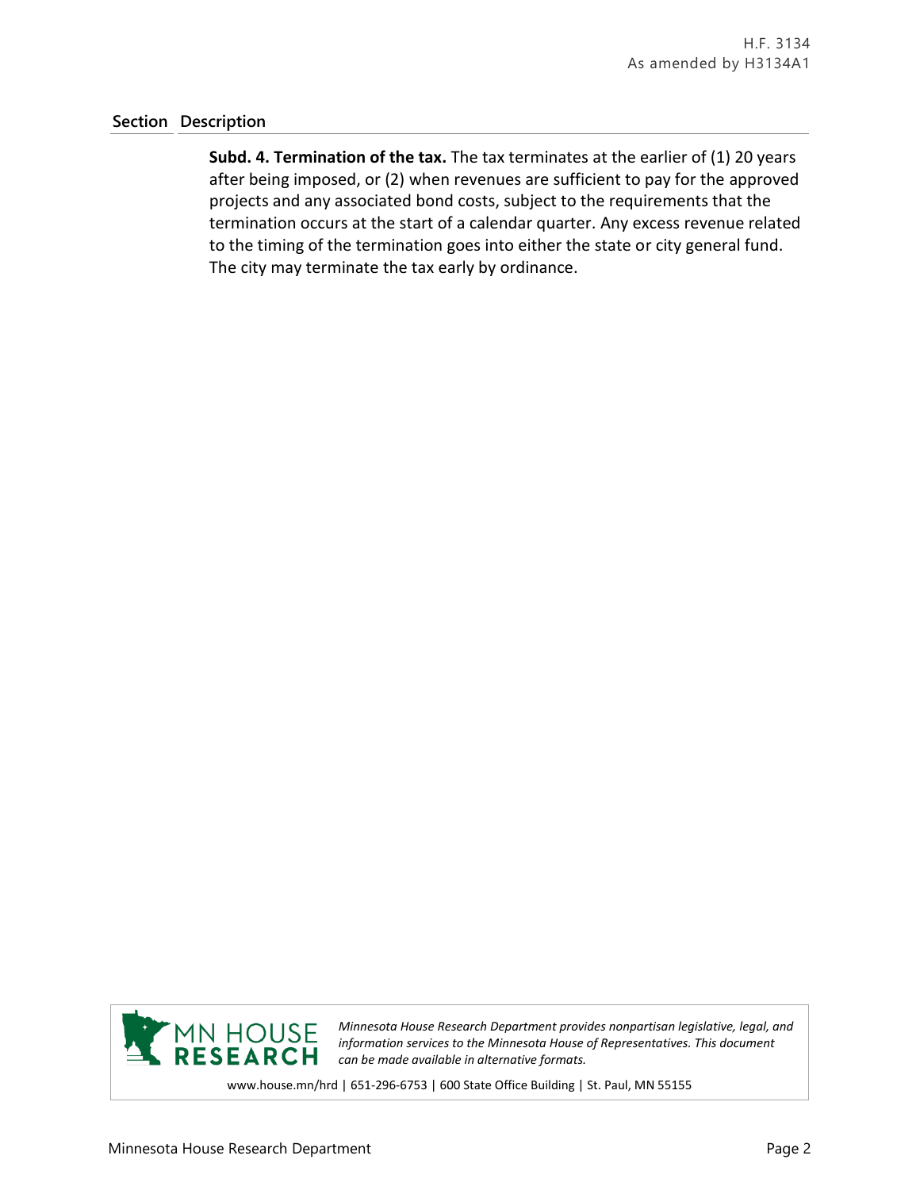| Section | Description |
| --- | --- |
| | **Subd. 4. Termination of the tax.** The tax terminates at the earlier of (1) 20 years after being imposed, or (2) when revenues are sufficient to pay for the approved projects and any associated bond costs, subject to the requirements that the termination occurs at the start of a calendar quarter. Any excess revenue related to the timing of the termination goes into either the state or city general fund. The city may terminate the tax early by ordinance. |

MN HOUSE RESEARCH

*Minnesota House Research Department provides nonpartisan legislative, legal, and information services to the Minnesota House of Representatives. This document can be made available in alternative formats.*

www.house.mn/hrd | 651-296-6753 | 600 State Office Building | St. Paul, MN 55155